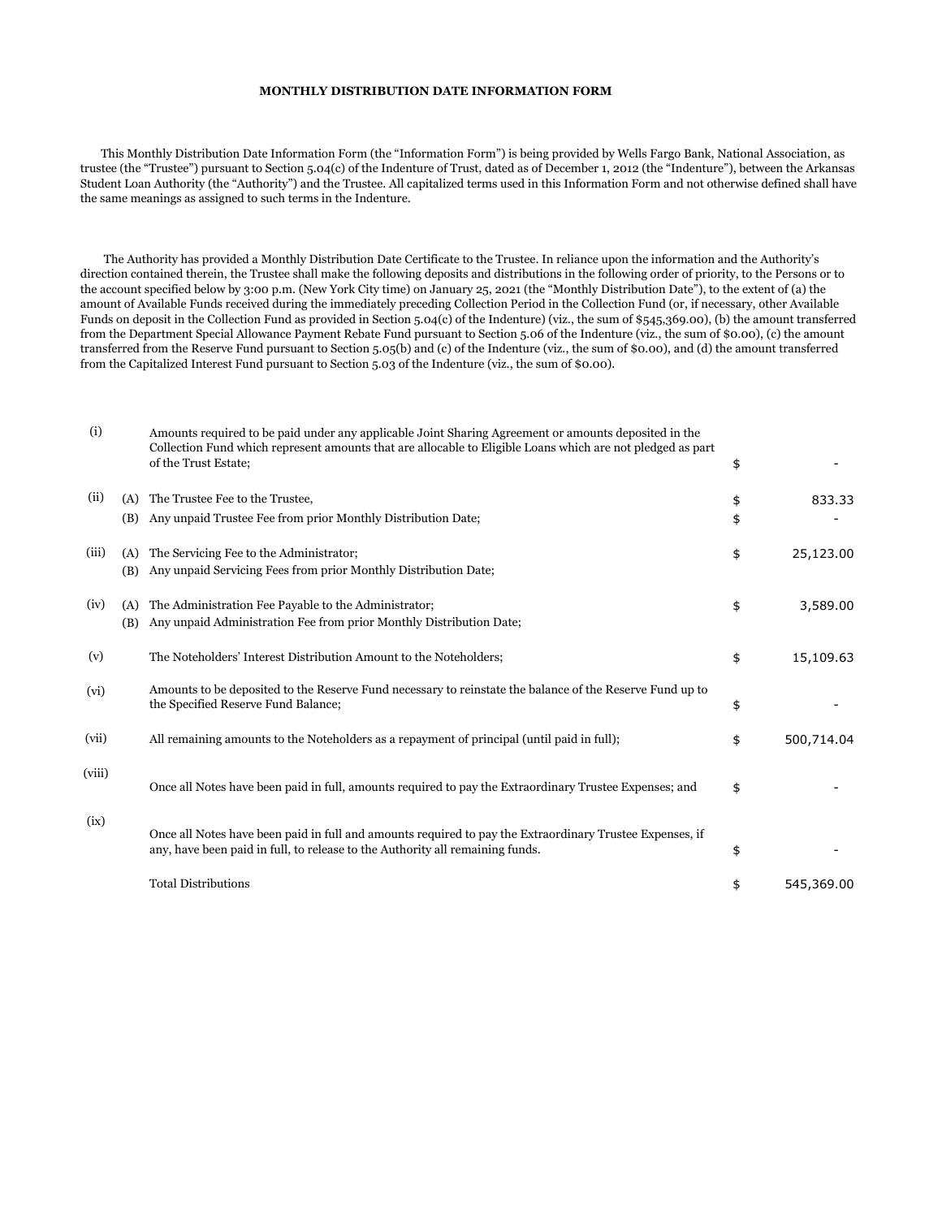**MONTHLY DISTRIBUTION DATE INFORMATION FORM**

This Monthly Distribution Date Information Form (the "Information Form") is being provided by Wells Fargo Bank, National Association, as trustee (the "Trustee") pursuant to Section 5.04(c) of the Indenture of Trust, dated as of December 1, 2012 (the "Indenture"), between the Arkansas Student Loan Authority (the "Authority") and the Trustee. All capitalized terms used in this Information Form and not otherwise defined shall have the same meanings as assigned to such terms in the Indenture.

The Authority has provided a Monthly Distribution Date Certificate to the Trustee. In reliance upon the information and the Authority's direction contained therein, the Trustee shall make the following deposits and distributions in the following order of priority, to the Persons or to the account specified below by 3:00 p.m. (New York City time) on January 25, 2021 (the "Monthly Distribution Date"), to the extent of (a) the amount of Available Funds received during the immediately preceding Collection Period in the Collection Fund (or, if necessary, other Available Funds on deposit in the Collection Fund as provided in Section 5.04(c) of the Indenture) (viz., the sum of $545,369.00), (b) the amount transferred from the Department Special Allowance Payment Rebate Fund pursuant to Section 5.06 of the Indenture (viz., the sum of $0.00), (c) the amount transferred from the Reserve Fund pursuant to Section 5.05(b) and (c) of the Indenture (viz., the sum of $0.00), and (d) the amount transferred from the Capitalized Interest Fund pursuant to Section 5.03 of the Indenture (viz., the sum of $0.00).

| | | | | |
|---|---|---|---|---|
| (i) | | Amounts required to be paid under any applicable Joint Sharing Agreement or amounts deposited in the Collection Fund which represent amounts that are allocable to Eligible Loans which are not pledged as part of the Trust Estate; | $ | - |
| (ii) | (A) | The Trustee Fee to the Trustee, | $ | 833.33 |
| | (B) | Any unpaid Trustee Fee from prior Monthly Distribution Date; | $ | - |
| (iii) | (A) | The Servicing Fee to the Administrator; | $ | 25,123.00 |
| | (B) | Any unpaid Servicing Fees from prior Monthly Distribution Date; | | |
| (iv) | (A) | The Administration Fee Payable to the Administrator; | $ | 3,589.00 |
| | (B) | Any unpaid Administration Fee from prior Monthly Distribution Date; | | |
| (v) | | The Noteholders' Interest Distribution Amount to the Noteholders; | $ | 15,109.63 |
| (vi) | | Amounts to be deposited to the Reserve Fund necessary to reinstate the balance of the Reserve Fund up to the Specified Reserve Fund Balance; | $ | - |
| (vii) | | All remaining amounts to the Noteholders as a repayment of principal (until paid in full); | $ | 500,714.04 |
| (viii) | | Once all Notes have been paid in full, amounts required to pay the Extraordinary Trustee Expenses; and | $ | - |
| (ix) | | Once all Notes have been paid in full and amounts required to pay the Extraordinary Trustee Expenses, if any, have been paid in full, to release to the Authority all remaining funds. | $ | - |
| | | Total Distributions | $ | 545,369.00 |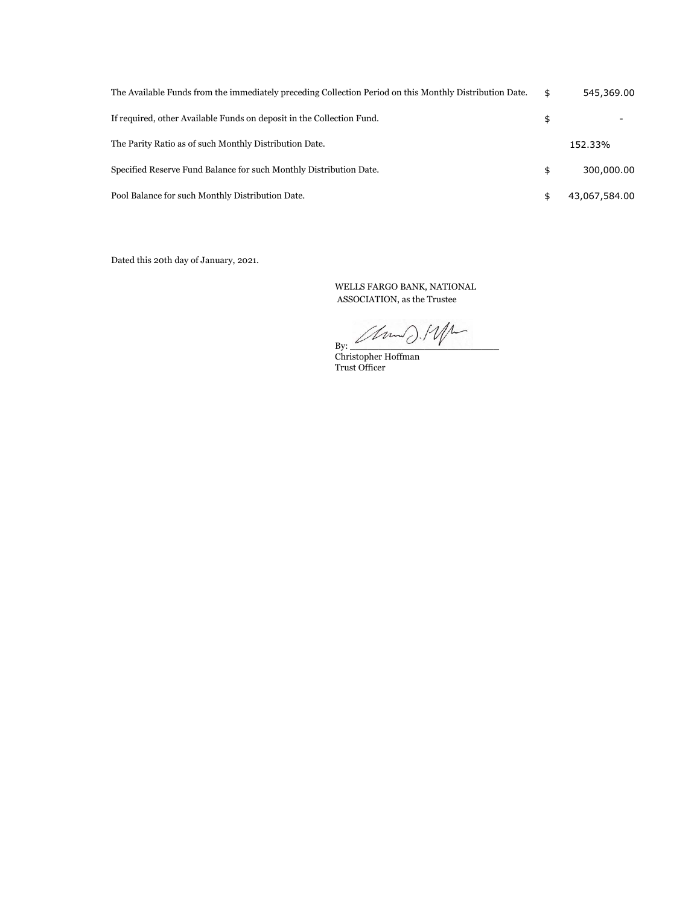| | | |
|---|---|---|
| The Available Funds from the immediately preceding Collection Period on this Monthly Distribution Date. | $ | 545,369.00 |
| If required, other Available Funds on deposit in the Collection Fund. | $ | - |
| The Parity Ratio as of such Monthly Distribution Date. | | 152.33% |
| Specified Reserve Fund Balance for such Monthly Distribution Date. | $ | 300,000.00 |
| Pool Balance for such Monthly Distribution Date. | $ | 43,067,584.00 |

Dated this 20th day of January, 2021.

WELLS FARGO BANK, NATIONAL ASSOCIATION, as the Trustee

By: ___________________________

Christopher Hoffman
Trust Officer